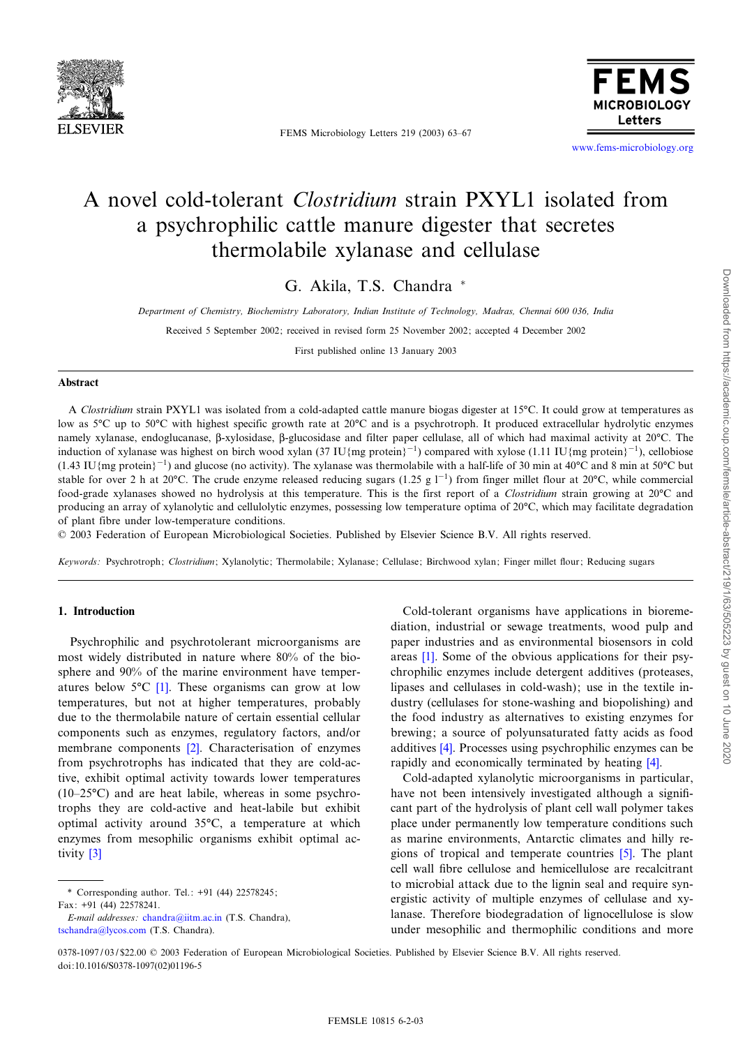# A novel cold-tolerant *Clostridium* strain PXYL1 isolated from a psychrophilic cattle manure digester that secretes thermolabile xylanase and cellulase

G. Akila, T.S. Chandra *

*Department of Chemistry, Biochemistry Laboratory, Indian Institute of Technology, Madras, Chennai 600 036, India*

Received 5 September 2002; received in revised form 25 November 2002; accepted 4 December 2002

First published online 13 January 2003

## Abstract

A *Clostridium* strain PXYL1 was isolated from a cold-adapted cattle manure biogas digester at 15°C. It could grow at temperatures as low as 5°C up to 50°C with highest specific growth rate at 20°C and is a psychrotroph. It produced extracellular hydrolytic enzymes namely xylanase, endoglucanase, β-xylosidase, β-glucosidase and filter paper cellulase, all of which had maximal activity at 20°C. The induction of xylanase was highest on birch wood xylan (37 IU{mg protein}$^{-1}$) compared with xylose (1.11 IU{mg protein}$^{-1}$), cellobiose (1.43 IU{mg protein}$^{-1}$) and glucose (no activity). The xylanase was thermolabile with a half-life of 30 min at 40°C and 8 min at 50°C but stable for over 2 h at 20°C. The crude enzyme released reducing sugars (1.25 g l$^{-1}$) from finger millet flour at 20°C, while commercial food-grade xylanases showed no hydrolysis at this temperature. This is the first report of a *Clostridium* strain growing at 20°C and producing an array of xylanolytic and cellulolytic enzymes, possessing low temperature optima of 20°C, which may facilitate degradation of plant fibre under low-temperature conditions.

© 2003 Federation of European Microbiological Societies. Published by Elsevier Science B.V. All rights reserved.

*Keywords:* Psychrotroph; *Clostridium*; Xylanolytic; Thermolabile; Xylanase; Cellulase; Birchwood xylan; Finger millet flour; Reducing sugars

## 1. Introduction

Psychrophilic and psychrotolerant microorganisms are most widely distributed in nature where 80% of the biosphere and 90% of the marine environment have temperatures below 5°C [1]. These organisms can grow at low temperatures, but not at higher temperatures, probably due to the thermolabile nature of certain essential cellular components such as enzymes, regulatory factors, and/or membrane components [2]. Characterisation of enzymes from psychrotrophs has indicated that they are cold-active, exhibit optimal activity towards lower temperatures (10–25°C) and are heat labile, whereas in some psychrotrophs they are cold-active and heat-labile but exhibit optimal activity around 35°C, a temperature at which enzymes from mesophilic organisms exhibit optimal activity [3]

Cold-tolerant organisms have applications in bioremediation, industrial or sewage treatments, wood pulp and paper industries and as environmental biosensors in cold areas [1]. Some of the obvious applications for their psychrophilic enzymes include detergent additives (proteases, lipases and cellulases in cold-wash); use in the textile industry (cellulases for stone-washing and biopolishing) and the food industry as alternatives to existing enzymes for brewing; a source of polyunsaturated fatty acids as food additives [4]. Processes using psychrophilic enzymes can be rapidly and economically terminated by heating [4].

Cold-adapted xylanolytic microorganisms in particular, have not been intensively investigated although a significant part of the hydrolysis of plant cell wall polymer takes place under permanently low temperature conditions such as marine environments, Antarctic climates and hilly regions of tropical and temperate countries [5]. The plant cell wall fibre cellulose and hemicellulose are recalcitrant to microbial attack due to the lignin seal and require synergistic activity of multiple enzymes of cellulase and xylanase. Therefore biodegradation of lignocellulose is slow under mesophilic and thermophilic conditions and more

---

* Corresponding author. Tel.: +91 (44) 22578245; Fax: +91 (44) 22578241.

*E-mail addresses:* chandra@iitm.ac.in (T.S. Chandra), tschandra@lycos.com (T.S. Chandra).

0378-1097/03/$22.00 © 2003 Federation of European Microbiological Societies. Published by Elsevier Science B.V. All rights reserved.
doi:10.1016/S0378-1097(02)01196-5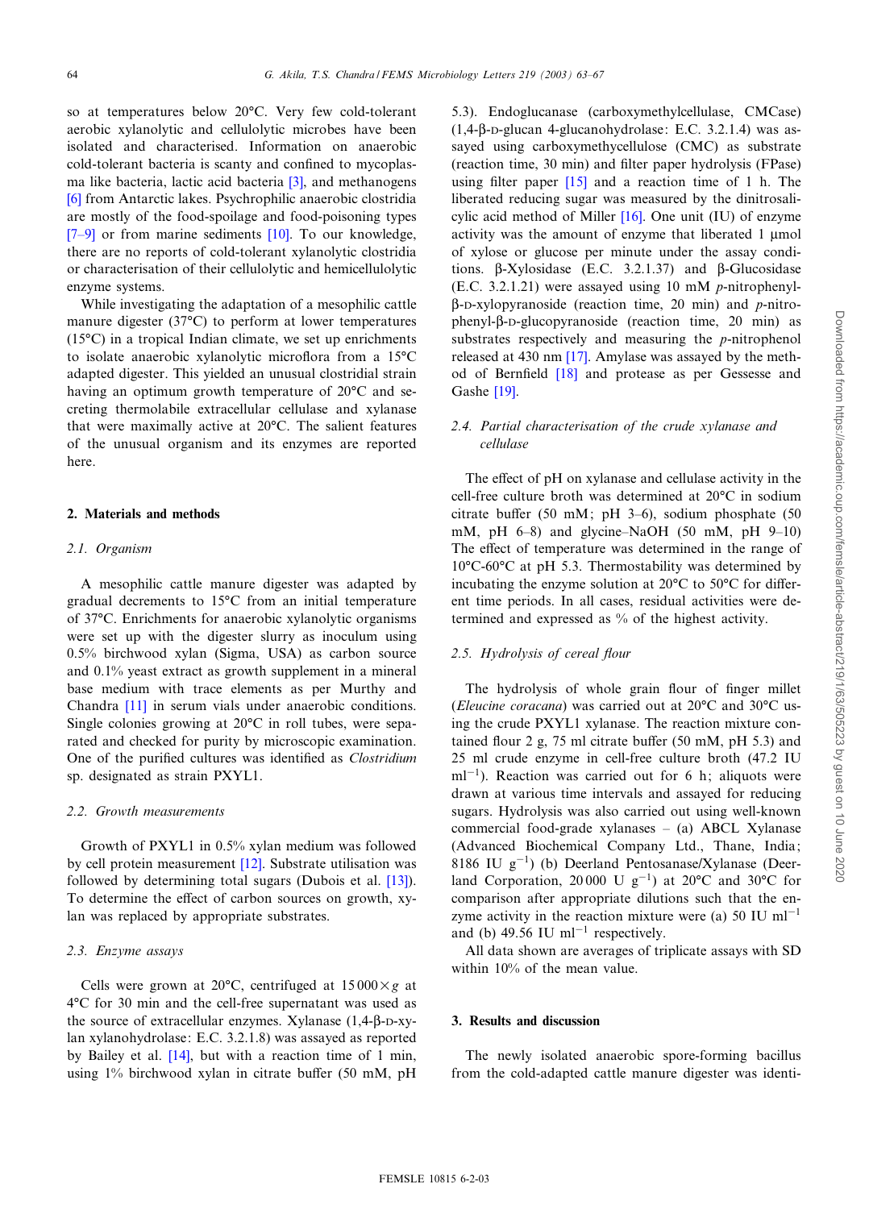so at temperatures below 20°C. Very few cold-tolerant aerobic xylanolytic and cellulolytic microbes have been isolated and characterised. Information on anaerobic cold-tolerant bacteria is scanty and confined to mycoplasma like bacteria, lactic acid bacteria [3], and methanogens [6] from Antarctic lakes. Psychrophilic anaerobic clostridia are mostly of the food-spoilage and food-poisoning types [7–9] or from marine sediments [10]. To our knowledge, there are no reports of cold-tolerant xylanolytic clostridia or characterisation of their cellulolytic and hemicellulolytic enzyme systems.

While investigating the adaptation of a mesophilic cattle manure digester (37°C) to perform at lower temperatures (15°C) in a tropical Indian climate, we set up enrichments to isolate anaerobic xylanolytic microflora from a 15°C adapted digester. This yielded an unusual clostridial strain having an optimum growth temperature of 20°C and secreting thermolabile extracellular cellulase and xylanase that were maximally active at 20°C. The salient features of the unusual organism and its enzymes are reported here.

## 2. Materials and methods

### 2.1. Organism

A mesophilic cattle manure digester was adapted by gradual decrements to 15°C from an initial temperature of 37°C. Enrichments for anaerobic xylanolytic organisms were set up with the digester slurry using as inoculum using 0.5% birchwood xylan (Sigma, USA) as carbon source and 0.1% yeast extract as growth supplement in a mineral base medium with trace elements as per Murthy and Chandra [11] in serum vials under anaerobic conditions. Single colonies growing at 20°C in roll tubes, were separated and checked for purity by microscopic examination. One of the purified cultures was identified as *Clostridium* sp. designated as strain PXYL1.

### 2.2. Growth measurements

Growth of PXYL1 in 0.5% xylan medium was followed by cell protein measurement [12]. Substrate utilisation was followed by determining total sugars (Dubois et al. [13]). To determine the effect of carbon sources on growth, xylan was replaced by appropriate substrates.

### 2.3. Enzyme assays

Cells were grown at 20°C, centrifuged at 15 000×*g* at 4°C for 30 min and the cell-free supernatant was used as the source of extracellular enzymes. Xylanase (1,4-β-D-xylan xylanohydrolase: E.C. 3.2.1.8) was assayed as reported by Bailey et al. [14], but with a reaction time of 1 min, using 1% birchwood xylan in citrate buffer (50 mM, pH 5.3). Endoglucanase (carboxymethylcellulase, CMCase) (1,4-β-D-glucan 4-glucanohydrolase: E.C. 3.2.1.4) was assayed using carboxymethylcellulose (CMC) as substrate (reaction time, 30 min) and filter paper hydrolysis (FPase) using filter paper [15] and a reaction time of 1 h. The liberated reducing sugar was measured by the dinitrosalicylic acid method of Miller [16]. One unit (IU) of enzyme activity was the amount of enzyme that liberated 1 μmol of xylose or glucose per minute under the assay conditions. β-Xylosidase (E.C. 3.2.1.37) and β-Glucosidase (E.C. 3.2.1.21) were assayed using 10 mM *p*-nitrophenyl-β-D-xylopyranoside (reaction time, 20 min) and *p*-nitrophenyl-β-D-glucopyranoside (reaction time, 20 min) as substrates respectively and measuring the *p*-nitrophenol released at 430 nm [17]. Amylase was assayed by the method of Bernfield [18] and protease as per Gessesse and Gashe [19].

### 2.4. Partial characterisation of the crude xylanase and cellulase

The effect of pH on xylanase and cellulase activity in the cell-free culture broth was determined at 20°C in sodium citrate buffer (50 mM; pH 3–6), sodium phosphate (50 mM, pH 6–8) and glycine–NaOH (50 mM, pH 9–10) The effect of temperature was determined in the range of 10°C-60°C at pH 5.3. Thermostability was determined by incubating the enzyme solution at 20°C to 50°C for different time periods. In all cases, residual activities were determined and expressed as % of the highest activity.

### 2.5. Hydrolysis of cereal flour

The hydrolysis of whole grain flour of finger millet (*Eleucine coracana*) was carried out at 20°C and 30°C using the crude PXYL1 xylanase. The reaction mixture contained flour 2 g, 75 ml citrate buffer (50 mM, pH 5.3) and 25 ml crude enzyme in cell-free culture broth (47.2 IU ml$^{-1}$). Reaction was carried out for 6 h; aliquots were drawn at various time intervals and assayed for reducing sugars. Hydrolysis was also carried out using well-known commercial food-grade xylanases – (a) ABCL Xylanase (Advanced Biochemical Company Ltd., Thane, India; 8186 IU g$^{-1}$) (b) Deerland Pentosanase/Xylanase (Deerland Corporation, 20 000 U g$^{-1}$) at 20°C and 30°C for comparison after appropriate dilutions such that the enzyme activity in the reaction mixture were (a) 50 IU ml$^{-1}$ and (b) 49.56 IU ml$^{-1}$ respectively.

All data shown are averages of triplicate assays with SD within 10% of the mean value.

## 3. Results and discussion

The newly isolated anaerobic spore-forming bacillus from the cold-adapted cattle manure digester was identi-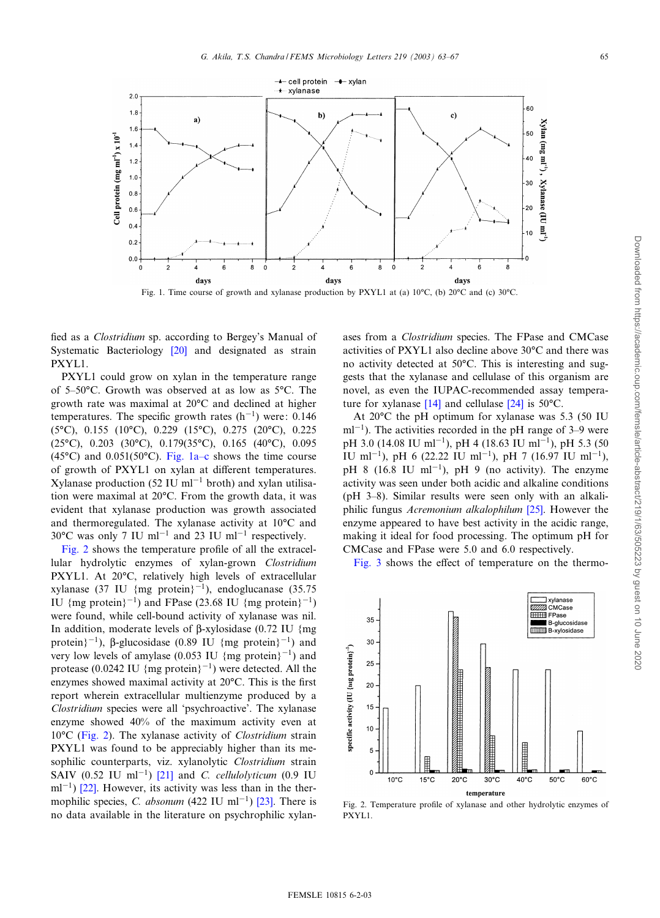Fig. 1. Time course of growth and xylanase production by PXYL1 at (a) 10°C, (b) 20°C and (c) 30°C.

fied as a *Clostridium* sp. according to Bergey's Manual of Systematic Bacteriology [20] and designated as strain PXYL1.

PXYL1 could grow on xylan in the temperature range of 5–50°C. Growth was observed at as low as 5°C. The growth rate was maximal at 20°C and declined at higher temperatures. The specific growth rates ($h^{-1}$) were: 0.146 (5°C), 0.155 (10°C), 0.229 (15°C), 0.275 (20°C), 0.225 (25°C), 0.203 (30°C), 0.179(35°C), 0.165 (40°C), 0.095 (45°C) and 0.051(50°C). Fig. 1a–c shows the time course of growth of PXYL1 on xylan at different temperatures. Xylanase production (52 IU $ml^{-1}$ broth) and xylan utilisation were maximal at 20°C. From the growth data, it was evident that xylanase production was growth associated and thermoregulated. The xylanase activity at 10°C and 30°C was only 7 IU $ml^{-1}$ and 23 IU $ml^{-1}$ respectively.

Fig. 2 shows the temperature profile of all the extracellular hydrolytic enzymes of xylan-grown *Clostridium* PXYL1. At 20°C, relatively high levels of extracellular xylanase (37 IU {mg protein}$^{-1}$), endoglucanase (35.75 IU {mg protein}$^{-1}$) and FPase (23.68 IU {mg protein}$^{-1}$) were found, while cell-bound activity of xylanase was nil. In addition, moderate levels of β-xylosidase (0.72 IU {mg protein}$^{-1}$), β-glucosidase (0.89 IU {mg protein}$^{-1}$) and very low levels of amylase (0.053 IU {mg protein}$^{-1}$) and protease (0.0242 IU {mg protein}$^{-1}$) were detected. All the enzymes showed maximal activity at 20°C. This is the first report wherein extracellular multienzyme produced by a *Clostridium* species were all 'psychroactive'. The xylanase enzyme showed 40% of the maximum activity even at 10°C (Fig. 2). The xylanase activity of *Clostridium* strain PXYL1 was found to be appreciably higher than its mesophilic counterparts, viz. xylanolytic *Clostridium* strain SAIV (0.52 IU $ml^{-1}$) [21] and *C. cellulolyticum* (0.9 IU $ml^{-1}$) [22]. However, its activity was less than in the thermophilic species, *C. absonum* (422 IU $ml^{-1}$) [23]. There is no data available in the literature on psychrophilic xylanases from a *Clostridium* species. The FPase and CMCase activities of PXYL1 also decline above 30°C and there was no activity detected at 50°C. This is interesting and suggests that the xylanase and cellulase of this organism are novel, as even the IUPAC-recommended assay temperature for xylanase [14] and cellulase [24] is 50°C.

At 20°C the pH optimum for xylanase was 5.3 (50 IU $ml^{-1}$). The activities recorded in the pH range of 3–9 were pH 3.0 (14.08 IU $ml^{-1}$), pH 4 (18.63 IU $ml^{-1}$), pH 5.3 (50 IU $ml^{-1}$), pH 6 (22.22 IU $ml^{-1}$), pH 7 (16.97 IU $ml^{-1}$), pH 8 (16.8 IU $ml^{-1}$), pH 9 (no activity). The enzyme activity was seen under both acidic and alkaline conditions (pH 3–8). Similar results were seen only with an alkaliphilic fungus *Acremonium alkalophilum* [25]. However the enzyme appeared to have best activity in the acidic range, making it ideal for food processing. The optimum pH for CMCase and FPase were 5.0 and 6.0 respectively.

Fig. 3 shows the effect of temperature on the thermo-

Fig. 2. Temperature profile of xylanase and other hydrolytic enzymes of PXYL1.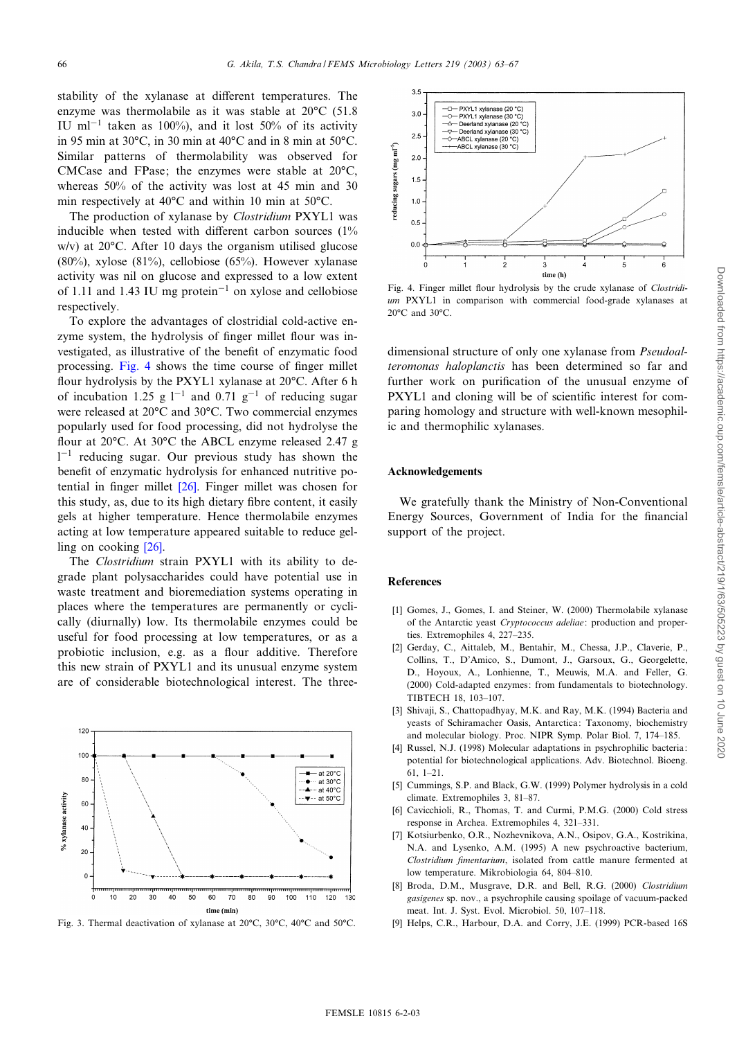stability of the xylanase at different temperatures. The enzyme was thermolabile as it was stable at 20°C (51.8 IU $ml^{-1}$ taken as 100%), and it lost 50% of its activity in 95 min at 30°C, in 30 min at 40°C and in 8 min at 50°C. Similar patterns of thermolability was observed for CMCase and FPase; the enzymes were stable at 20°C, whereas 50% of the activity was lost at 45 min and 30 min respectively at 40°C and within 10 min at 50°C.

The production of xylanase by *Clostridium* PXYL1 was inducible when tested with different carbon sources (1% w/v) at 20°C. After 10 days the organism utilised glucose (80%), xylose (81%), cellobiose (65%). However xylanase activity was nil on glucose and expressed to a low extent of 1.11 and 1.43 IU mg $protein^{-1}$ on xylose and cellobiose respectively.

To explore the advantages of clostridial cold-active enzyme system, the hydrolysis of finger millet flour was investigated, as illustrative of the benefit of enzymatic food processing. Fig. 4 shows the time course of finger millet flour hydrolysis by the PXYL1 xylanase at 20°C. After 6 h of incubation 1.25 g $l^{-1}$ and 0.71 $g^{-1}$ of reducing sugar were released at 20°C and 30°C. Two commercial enzymes popularly used for food processing, did not hydrolyse the flour at 20°C. At 30°C the ABCL enzyme released 2.47 g $l^{-1}$ reducing sugar. Our previous study has shown the benefit of enzymatic hydrolysis for enhanced nutritive potential in finger millet [26]. Finger millet was chosen for this study, as, due to its high dietary fibre content, it easily gels at higher temperature. Hence thermolabile enzymes acting at low temperature appeared suitable to reduce gelling on cooking [26].

The *Clostridium* strain PXYL1 with its ability to degrade plant polysaccharides could have potential use in waste treatment and bioremediation systems operating in places where the temperatures are permanently or cyclically (diurnally) low. Its thermolabile enzymes could be useful for food processing at low temperatures, or as a probiotic inclusion, e.g. as a flour additive. Therefore this new strain of PXYL1 and its unusual enzyme system are of considerable biotechnological interest. The three-dimensional structure of only one xylanase from *Pseudoalteromonas haloplanctis* has been determined so far and further work on purification of the unusual enzyme of PXYL1 and cloning will be of scientific interest for comparing homology and structure with well-known mesophilic and thermophilic xylanases.

Fig. 3. Thermal deactivation of xylanase at 20°C, 30°C, 40°C and 50°C.

Fig. 4. Finger millet flour hydrolysis by the crude xylanase of *Clostridium* PXYL1 in comparison with commercial food-grade xylanases at 20°C and 30°C.

## Acknowledgements

We gratefully thank the Ministry of Non-Conventional Energy Sources, Government of India for the financial support of the project.

## References

[1] Gomes, J., Gomes, I. and Steiner, W. (2000) Thermolabile xylanase of the Antarctic yeast *Cryptococcus adeliae*: production and properties. Extremophiles 4, 227–235.

[2] Gerday, C., Aittaleb, M., Bentahir, M., Chessa, J.P., Claverie, P., Collins, T., D'Amico, S., Dumont, J., Garsoux, G., Georgelette, D., Hoyoux, A., Lonhienne, T., Meuwis, M.A. and Feller, G. (2000) Cold-adapted enzymes: from fundamentals to biotechnology. TIBTECH 18, 103–107.

[3] Shivaji, S., Chattopadhyay, M.K. and Ray, M.K. (1994) Bacteria and yeasts of Schiramacher Oasis, Antarctica: Taxonomy, biochemistry and molecular biology. Proc. NIPR Symp. Polar Biol. 7, 174–185.

[4] Russel, N.J. (1998) Molecular adaptations in psychrophilic bacteria: potential for biotechnological applications. Adv. Biotechnol. Bioeng. 61, 1–21.

[5] Cummings, S.P. and Black, G.W. (1999) Polymer hydrolysis in a cold climate. Extremophiles 3, 81–87.

[6] Cavicchioli, R., Thomas, T. and Curmi, P.M.G. (2000) Cold stress response in Archea. Extremophiles 4, 321–331.

[7] Kotsiurbenko, O.R., Nozhevnikova, A.N., Osipov, G.A., Kostrikina, N.A. and Lysenko, A.M. (1995) A new psychroactive bacterium, *Clostridium fimentarium*, isolated from cattle manure fermented at low temperature. Mikrobiologia 64, 804–810.

[8] Broda, D.M., Musgrave, D.R. and Bell, R.G. (2000) *Clostridium gasigenes* sp. nov., a psychrophile causing spoilage of vacuum-packed meat. Int. J. Syst. Evol. Microbiol. 50, 107–118.

[9] Helps, C.R., Harbour, D.A. and Corry, J.E. (1999) PCR-based 16S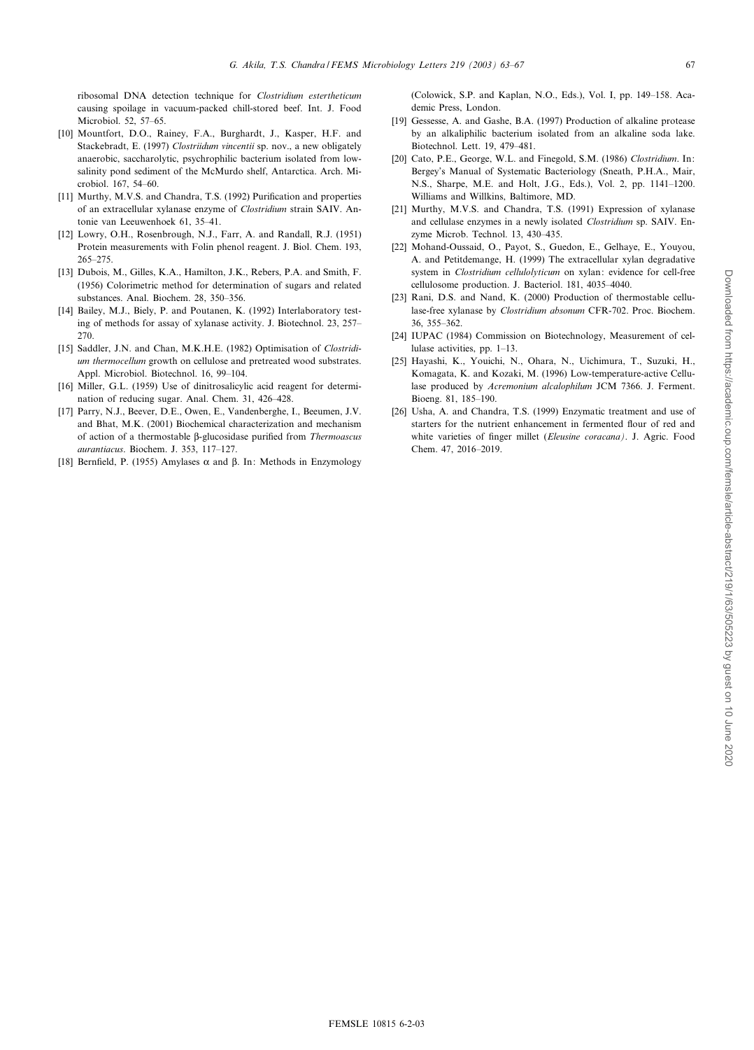ribosomal DNA detection technique for *Clostridium estertheticum* causing spoilage in vacuum-packed chill-stored beef. Int. J. Food Microbiol. 52, 57–65.

[10] Mountfort, D.O., Rainey, F.A., Burghardt, J., Kasper, H.F. and Stackebradt, E. (1997) *Clostriidum vincentii* sp. nov., a new obligately anaerobic, saccharolytic, psychrophilic bacterium isolated from low-salinity pond sediment of the McMurdo shelf, Antarctica. Arch. Microbiol. 167, 54–60.

[11] Murthy, M.V.S. and Chandra, T.S. (1992) Purification and properties of an extracellular xylanase enzyme of *Clostridium* strain SAIV. Antonie van Leeuwenhoek 61, 35–41.

[12] Lowry, O.H., Rosenbrough, N.J., Farr, A. and Randall, R.J. (1951) Protein measurements with Folin phenol reagent. J. Biol. Chem. 193, 265–275.

[13] Dubois, M., Gilles, K.A., Hamilton, J.K., Rebers, P.A. and Smith, F. (1956) Colorimetric method for determination of sugars and related substances. Anal. Biochem. 28, 350–356.

[14] Bailey, M.J., Biely, P. and Poutanen, K. (1992) Interlaboratory testing of methods for assay of xylanase activity. J. Biotechnol. 23, 257–270.

[15] Saddler, J.N. and Chan, M.K.H.E. (1982) Optimisation of *Clostridium thermocellum* growth on cellulose and pretreated wood substrates. Appl. Microbiol. Biotechnol. 16, 99–104.

[16] Miller, G.L. (1959) Use of dinitrosalicylic acid reagent for determination of reducing sugar. Anal. Chem. 31, 426–428.

[17] Parry, N.J., Beever, D.E., Owen, E., Vandenberghe, I., Beeumen, J.V. and Bhat, M.K. (2001) Biochemical characterization and mechanism of action of a thermostable β-glucosidase purified from *Thermoascus aurantiacus*. Biochem. J. 353, 117–127.

[18] Bernfield, P. (1955) Amylases α and β. In: Methods in Enzymology (Colowick, S.P. and Kaplan, N.O., Eds.), Vol. I, pp. 149–158. Academic Press, London.

[19] Gessesse, A. and Gashe, B.A. (1997) Production of alkaline protease by an alkaliphilic bacterium isolated from an alkaline soda lake. Biotechnol. Lett. 19, 479–481.

[20] Cato, P.E., George, W.L. and Finegold, S.M. (1986) *Clostridium*. In: Bergey's Manual of Systematic Bacteriology (Sneath, P.H.A., Mair, N.S., Sharpe, M.E. and Holt, J.G., Eds.), Vol. 2, pp. 1141–1200. Williams and Willkins, Baltimore, MD.

[21] Murthy, M.V.S. and Chandra, T.S. (1991) Expression of xylanase and cellulase enzymes in a newly isolated *Clostridium* sp. SAIV. Enzyme Microb. Technol. 13, 430–435.

[22] Mohand-Oussaid, O., Payot, S., Guedon, E., Gelhaye, E., Youyou, A. and Petitdemange, H. (1999) The extracellular xylan degradative system in *Clostridium cellulolyticum* on xylan: evidence for cell-free cellulosome production. J. Bacteriol. 181, 4035–4040.

[23] Rani, D.S. and Nand, K. (2000) Production of thermostable cellulase-free xylanase by *Clostridium absonum* CFR-702. Proc. Biochem. 36, 355–362.

[24] IUPAC (1984) Commission on Biotechnology, Measurement of cellulase activities, pp. 1–13.

[25] Hayashi, K., Youichi, N., Ohara, N., Uichimura, T., Suzuki, H., Komagata, K. and Kozaki, M. (1996) Low-temperature-active Cellulase produced by *Acremonium alcalophilum* JCM 7366. J. Ferment. Bioeng. 81, 185–190.

[26] Usha, A. and Chandra, T.S. (1999) Enzymatic treatment and use of starters for the nutrient enhancement in fermented flour of red and white varieties of finger millet (*Eleusine coracana*). J. Agric. Food Chem. 47, 2016–2019.